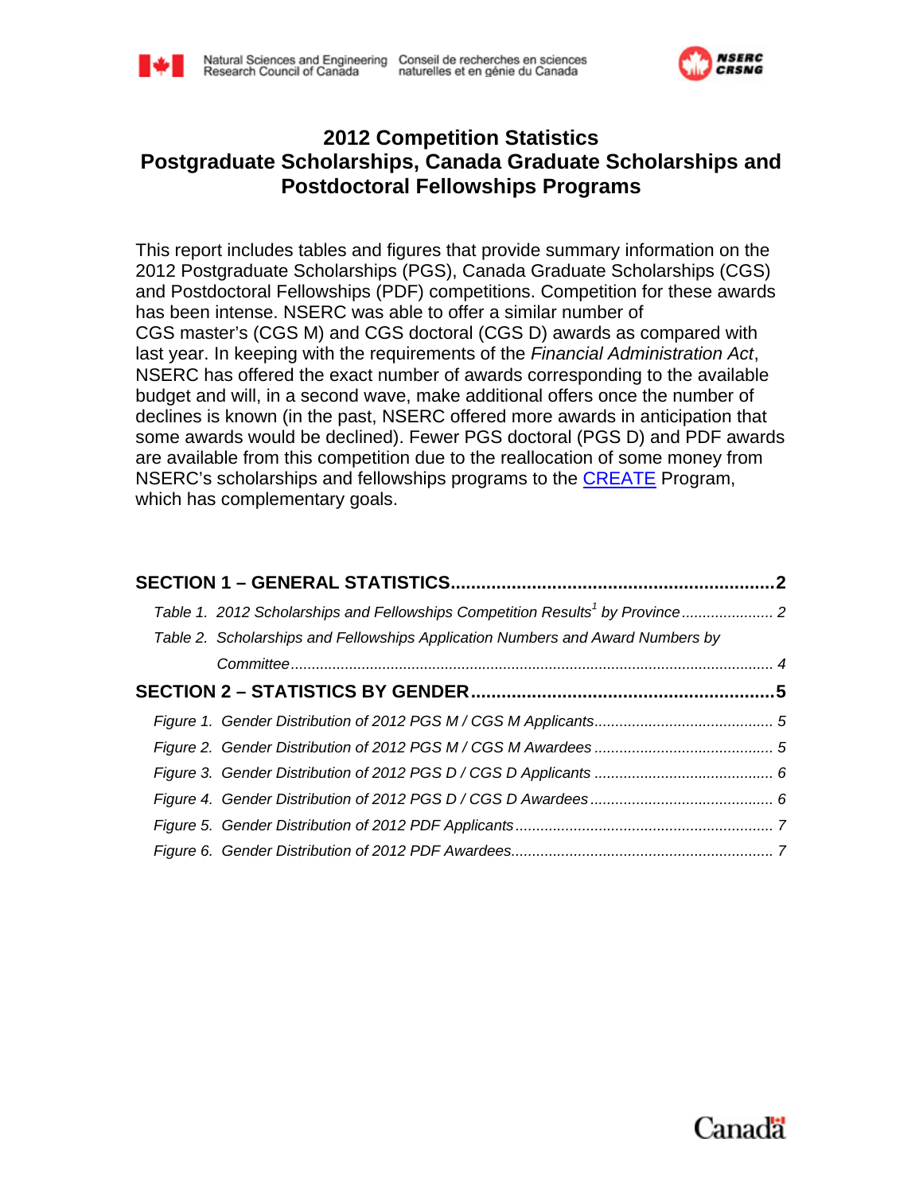# 2012 Competition Statistics
# Postgraduate Scholarships, Canada Graduate Scholarships and Postdoctoral Fellowships Programs

This report includes tables and figures that provide summary information on the 2012 Postgraduate Scholarships (PGS), Canada Graduate Scholarships (CGS) and Postdoctoral Fellowships (PDF) competitions. Competition for these awards has been intense. NSERC was able to offer a similar number of CGS master's (CGS M) and CGS doctoral (CGS D) awards as compared with last year. In keeping with the requirements of the *Financial Administration Act*, NSERC has offered the exact number of awards corresponding to the available budget and will, in a second wave, make additional offers once the number of declines is known (in the past, NSERC offered more awards in anticipation that some awards would be declined). Fewer PGS doctoral (PGS D) and PDF awards are available from this competition due to the reallocation of some money from NSERC's scholarships and fellowships programs to the CREATE Program, which has complementary goals.

**SECTION 1 – GENERAL STATISTICS ............ 2**

*Table 1. 2012 Scholarships and Fellowships Competition Results[1] by Province ............ 2*

*Table 2. Scholarships and Fellowships Application Numbers and Award Numbers by Committee ............ 4*

**SECTION 2 – STATISTICS BY GENDER ............ 5**

*Figure 1. Gender Distribution of 2012 PGS M / CGS M Applicants ............ 5*

*Figure 2. Gender Distribution of 2012 PGS M / CGS M Awardees ............ 5*

*Figure 3. Gender Distribution of 2012 PGS D / CGS D Applicants ............ 6*

*Figure 4. Gender Distribution of 2012 PGS D / CGS D Awardees ............ 6*

*Figure 5. Gender Distribution of 2012 PDF Applicants ............ 7*

*Figure 6. Gender Distribution of 2012 PDF Awardees ............ 7*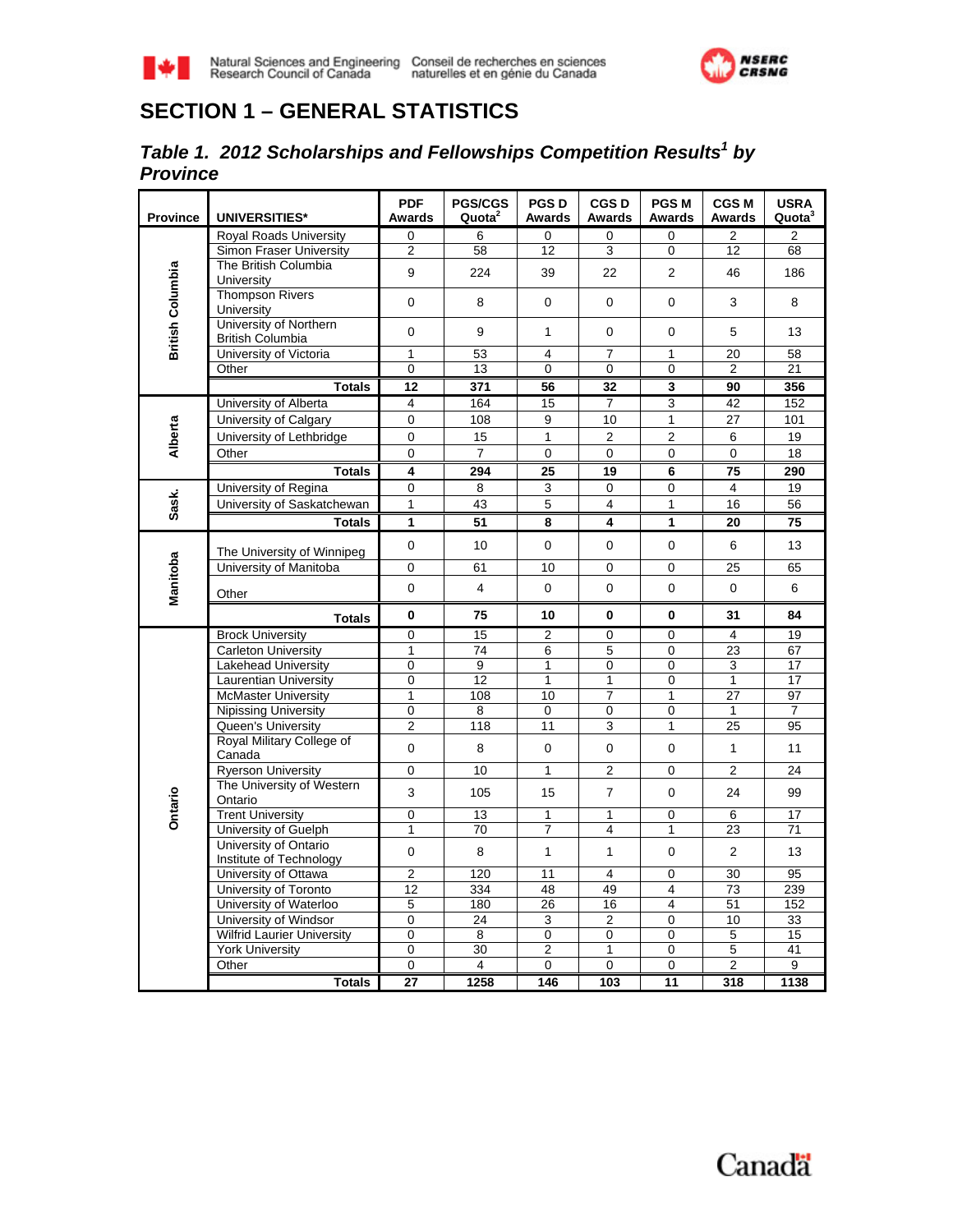# SECTION 1 – GENERAL STATISTICS

## *Table 1. 2012 Scholarships and Fellowships Competition Results[1] by Province*

| Province | UNIVERSITIES* | PDF Awards | PGS/CGS Quota[2] | PGS D Awards | CGS D Awards | PGS M Awards | CGS M Awards | USRA Quota[3] |
|---|---|---|---|---|---|---|---|---|
| British Columbia | Royal Roads University | 0 | 6 | 0 | 0 | 0 | 2 | 2 |
| | Simon Fraser University | 2 | 58 | 12 | 3 | 0 | 12 | 68 |
| | The British Columbia University | 9 | 224 | 39 | 22 | 2 | 46 | 186 |
| | Thompson Rivers University | 0 | 8 | 0 | 0 | 0 | 3 | 8 |
| | University of Northern British Columbia | 0 | 9 | 1 | 0 | 0 | 5 | 13 |
| | University of Victoria | 1 | 53 | 4 | 7 | 1 | 20 | 58 |
| | Other | 0 | 13 | 0 | 0 | 0 | 2 | 21 |
| | **Totals** | **12** | **371** | **56** | **32** | **3** | **90** | **356** |
| Alberta | University of Alberta | 4 | 164 | 15 | 7 | 3 | 42 | 152 |
| | University of Calgary | 0 | 108 | 9 | 10 | 1 | 27 | 101 |
| | University of Lethbridge | 0 | 15 | 1 | 2 | 2 | 6 | 19 |
| | Other | 0 | 7 | 0 | 0 | 0 | 0 | 18 |
| | **Totals** | **4** | **294** | **25** | **19** | **6** | **75** | **290** |
| Sask. | University of Regina | 0 | 8 | 3 | 0 | 0 | 4 | 19 |
| | University of Saskatchewan | 1 | 43 | 5 | 4 | 1 | 16 | 56 |
| | **Totals** | **1** | **51** | **8** | **4** | **1** | **20** | **75** |
| Manitoba | The University of Winnipeg | 0 | 10 | 0 | 0 | 0 | 6 | 13 |
| | University of Manitoba | 0 | 61 | 10 | 0 | 0 | 25 | 65 |
| | Other | 0 | 4 | 0 | 0 | 0 | 0 | 6 |
| | **Totals** | **0** | **75** | **10** | **0** | **0** | **31** | **84** |
| Ontario | Brock University | 0 | 15 | 2 | 0 | 0 | 4 | 19 |
| | Carleton University | 1 | 74 | 6 | 5 | 0 | 23 | 67 |
| | Lakehead University | 0 | 9 | 1 | 0 | 0 | 3 | 17 |
| | Laurentian University | 0 | 12 | 1 | 1 | 0 | 1 | 17 |
| | McMaster University | 1 | 108 | 10 | 7 | 1 | 27 | 97 |
| | Nipissing University | 0 | 8 | 0 | 0 | 0 | 1 | 7 |
| | Queen's University | 2 | 118 | 11 | 3 | 1 | 25 | 95 |
| | Royal Military College of Canada | 0 | 8 | 0 | 0 | 0 | 1 | 11 |
| | Ryerson University | 0 | 10 | 1 | 2 | 0 | 2 | 24 |
| | The University of Western Ontario | 3 | 105 | 15 | 7 | 0 | 24 | 99 |
| | Trent University | 0 | 13 | 1 | 1 | 0 | 6 | 17 |
| | University of Guelph | 1 | 70 | 7 | 4 | 1 | 23 | 71 |
| | University of Ontario Institute of Technology | 0 | 8 | 1 | 1 | 0 | 2 | 13 |
| | University of Ottawa | 2 | 120 | 11 | 4 | 0 | 30 | 95 |
| | University of Toronto | 12 | 334 | 48 | 49 | 4 | 73 | 239 |
| | University of Waterloo | 5 | 180 | 26 | 16 | 4 | 51 | 152 |
| | University of Windsor | 0 | 24 | 3 | 2 | 0 | 10 | 33 |
| | Wilfrid Laurier University | 0 | 8 | 0 | 0 | 0 | 5 | 15 |
| | York University | 0 | 30 | 2 | 1 | 0 | 5 | 41 |
| | Other | 0 | 4 | 0 | 0 | 0 | 2 | 9 |
| | **Totals** | **27** | **1258** | **146** | **103** | **11** | **318** | **1138** |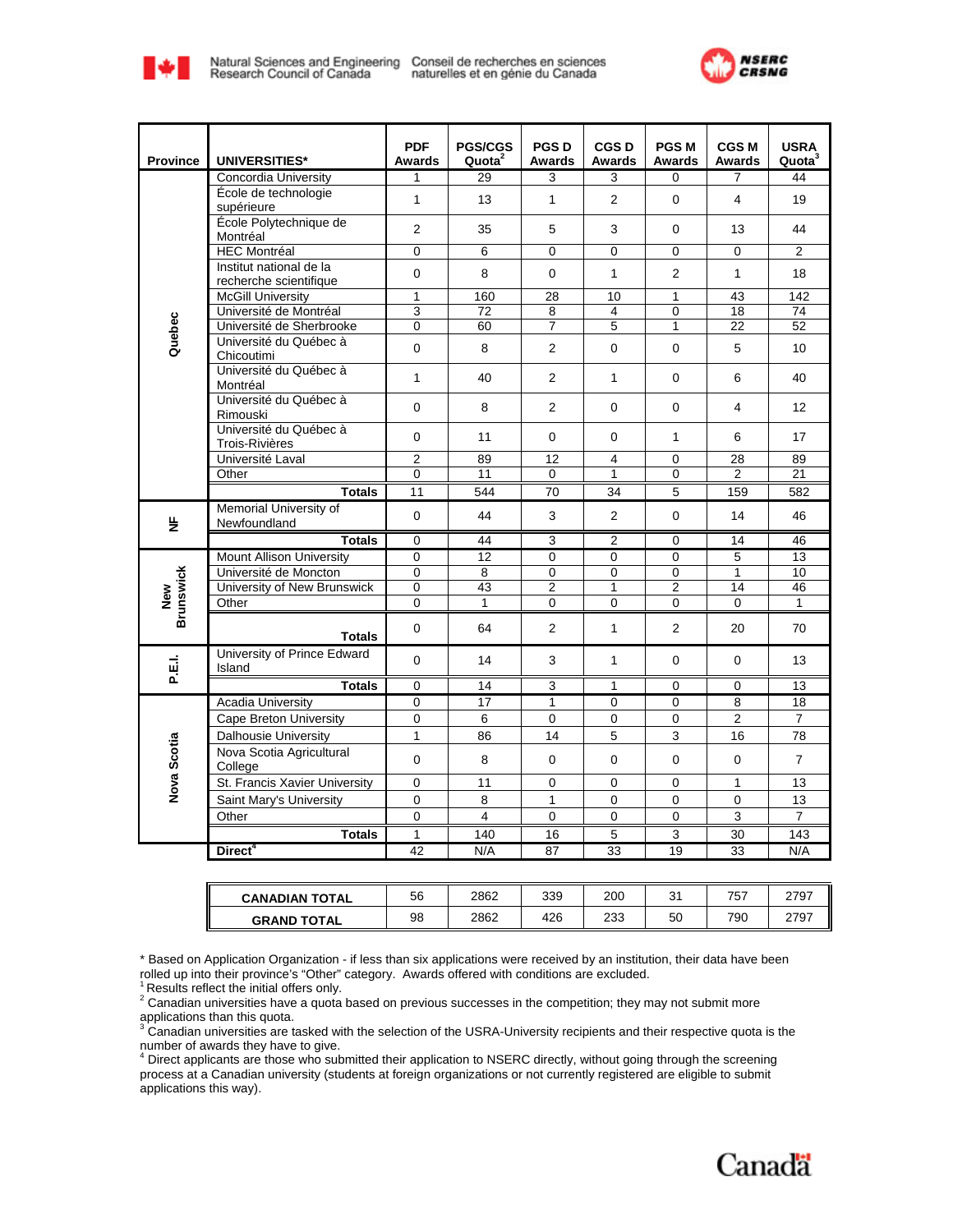Natural Sciences and Engineering Research Council of Canada — Conseil de recherches en sciences naturelles et en génie du Canada

NSERC CRSNG

| Province | UNIVERSITIES* | PDF Awards | PGS/CGS Quota[2] | PGS D Awards | CGS D Awards | PGS M Awards | CGS M Awards | USRA Quota[3] |
|---|---|---|---|---|---|---|---|---|
| Quebec | Concordia University | 1 | 29 | 3 | 3 | 0 | 7 | 44 |
| | École de technologie supérieure | 1 | 13 | 1 | 2 | 0 | 4 | 19 |
| | École Polytechnique de Montréal | 2 | 35 | 5 | 3 | 0 | 13 | 44 |
| | HEC Montréal | 0 | 6 | 0 | 0 | 0 | 0 | 2 |
| | Institut national de la recherche scientifique | 0 | 8 | 0 | 1 | 2 | 1 | 18 |
| | McGill University | 1 | 160 | 28 | 10 | 1 | 43 | 142 |
| | Université de Montréal | 3 | 72 | 8 | 4 | 0 | 18 | 74 |
| | Université de Sherbrooke | 0 | 60 | 7 | 5 | 1 | 22 | 52 |
| | Université du Québec à Chicoutimi | 0 | 8 | 2 | 0 | 0 | 5 | 10 |
| | Université du Québec à Montréal | 1 | 40 | 2 | 1 | 0 | 6 | 40 |
| | Université du Québec à Rimouski | 0 | 8 | 2 | 0 | 0 | 4 | 12 |
| | Université du Québec à Trois-Rivières | 0 | 11 | 0 | 0 | 1 | 6 | 17 |
| | Université Laval | 2 | 89 | 12 | 4 | 0 | 28 | 89 |
| | Other | 0 | 11 | 0 | 1 | 0 | 2 | 21 |
| | **Totals** | 11 | 544 | 70 | 34 | 5 | 159 | 582 |
| NF | Memorial University of Newfoundland | 0 | 44 | 3 | 2 | 0 | 14 | 46 |
| | **Totals** | 0 | 44 | 3 | 2 | 0 | 14 | 46 |
| New Brunswick | Mount Allison University | 0 | 12 | 0 | 0 | 0 | 5 | 13 |
| | Université de Moncton | 0 | 8 | 0 | 0 | 0 | 1 | 10 |
| | University of New Brunswick | 0 | 43 | 2 | 1 | 2 | 14 | 46 |
| | Other | 0 | 1 | 0 | 0 | 0 | 0 | 1 |
| | **Totals** | 0 | 64 | 2 | 1 | 2 | 20 | 70 |
| P.E.I. | University of Prince Edward Island | 0 | 14 | 3 | 1 | 0 | 0 | 13 |
| | **Totals** | 0 | 14 | 3 | 1 | 0 | 0 | 13 |
| Nova Scotia | Acadia University | 0 | 17 | 1 | 0 | 0 | 8 | 18 |
| | Cape Breton University | 0 | 6 | 0 | 0 | 0 | 2 | 7 |
| | Dalhousie University | 1 | 86 | 14 | 5 | 3 | 16 | 78 |
| | Nova Scotia Agricultural College | 0 | 8 | 0 | 0 | 0 | 0 | 7 |
| | St. Francis Xavier University | 0 | 11 | 0 | 0 | 0 | 1 | 13 |
| | Saint Mary's University | 0 | 8 | 1 | 0 | 0 | 0 | 13 |
| | Other | 0 | 4 | 0 | 0 | 0 | 3 | 7 |
| | **Totals** | 1 | 140 | 16 | 5 | 3 | 30 | 143 |
| | **Direct**[4] | 42 | N/A | 87 | 33 | 19 | 33 | N/A |

| | PDF Awards | PGS/CGS Quota | PGS D Awards | CGS D Awards | PGS M Awards | CGS M Awards | USRA Quota |
|---|---|---|---|---|---|---|---|
| **CANADIAN TOTAL** | 56 | 2862 | 339 | 200 | 31 | 757 | 2797 |
| **GRAND TOTAL** | 98 | 2862 | 426 | 233 | 50 | 790 | 2797 |

\* Based on Application Organization - if less than six applications were received by an institution, their data have been rolled up into their province's "Other" category. Awards offered with conditions are excluded.

[1] Results reflect the initial offers only.

[2] Canadian universities have a quota based on previous successes in the competition; they may not submit more applications than this quota.

[3] Canadian universities are tasked with the selection of the USRA-University recipients and their respective quota is the number of awards they have to give.

[4] Direct applicants are those who submitted their application to NSERC directly, without going through the screening process at a Canadian university (students at foreign organizations or not currently registered are eligible to submit applications this way).

Canada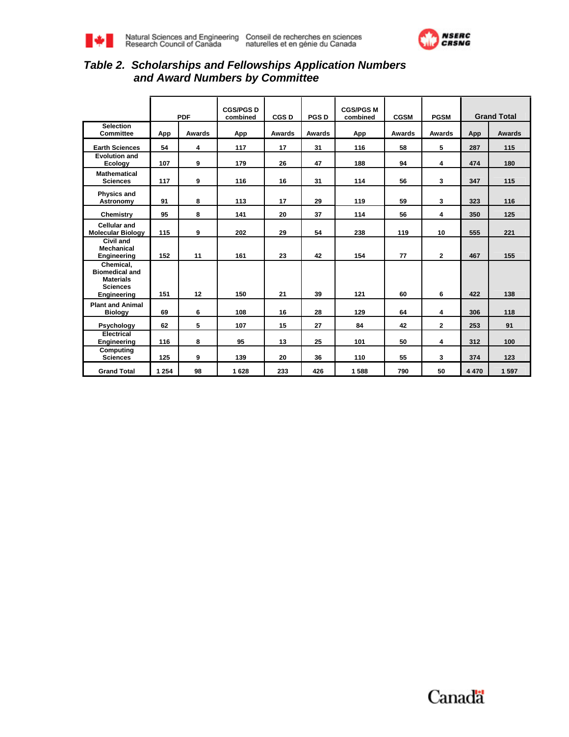## Table 2. Scholarships and Fellowships Application Numbers and Award Numbers by Committee

| Selection Committee | PDF | | CGS/PGS D combined | CGS D | PGS D | CGS/PGS M combined | CGSM | PGSM | Grand Total | |
|---|---|---|---|---|---|---|---|---|---|---|
| | App | Awards | App | Awards | Awards | App | Awards | Awards | App | Awards |
| Earth Sciences | 54 | 4 | 117 | 17 | 31 | 116 | 58 | 5 | 287 | 115 |
| Evolution and Ecology | 107 | 9 | 179 | 26 | 47 | 188 | 94 | 4 | 474 | 180 |
| Mathematical Sciences | 117 | 9 | 116 | 16 | 31 | 114 | 56 | 3 | 347 | 115 |
| Physics and Astronomy | 91 | 8 | 113 | 17 | 29 | 119 | 59 | 3 | 323 | 116 |
| Chemistry | 95 | 8 | 141 | 20 | 37 | 114 | 56 | 4 | 350 | 125 |
| Cellular and Molecular Biology | 115 | 9 | 202 | 29 | 54 | 238 | 119 | 10 | 555 | 221 |
| Civil and Mechanical Engineering | 152 | 11 | 161 | 23 | 42 | 154 | 77 | 2 | 467 | 155 |
| Chemical, Biomedical and Materials Sciences Engineering | 151 | 12 | 150 | 21 | 39 | 121 | 60 | 6 | 422 | 138 |
| Plant and Animal Biology | 69 | 6 | 108 | 16 | 28 | 129 | 64 | 4 | 306 | 118 |
| Psychology | 62 | 5 | 107 | 15 | 27 | 84 | 42 | 2 | 253 | 91 |
| Electrical Engineering | 116 | 8 | 95 | 13 | 25 | 101 | 50 | 4 | 312 | 100 |
| Computing Sciences | 125 | 9 | 139 | 20 | 36 | 110 | 55 | 3 | 374 | 123 |
| Grand Total | 1 254 | 98 | 1 628 | 233 | 426 | 1 588 | 790 | 50 | 4 470 | 1 597 |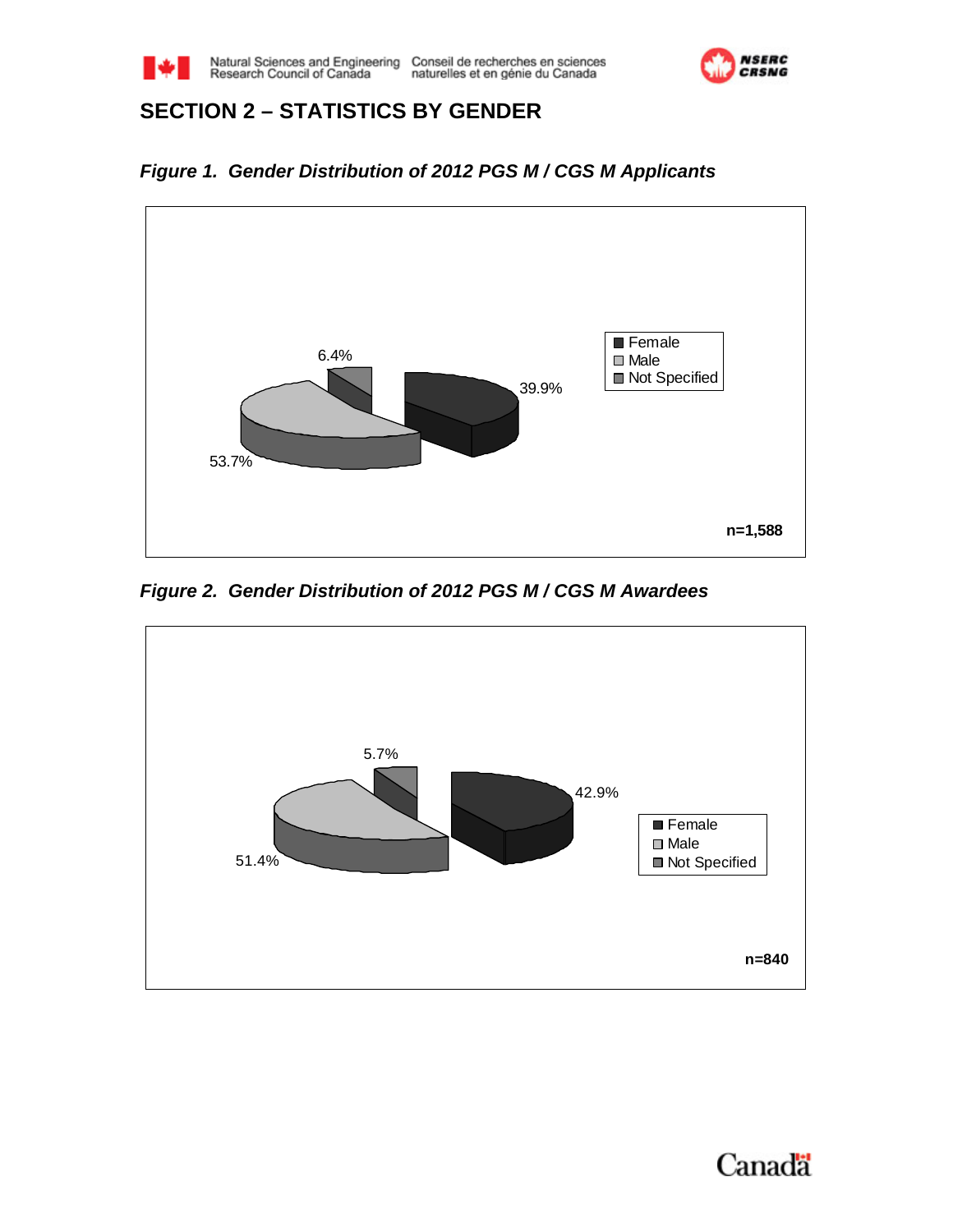## SECTION 2 – STATISTICS BY GENDER

***Figure 1. Gender Distribution of 2012 PGS M / CGS M Applicants***

| Gender | Percentage |
| --- | --- |
| Female | 39.9% |
| Male | 53.7% |
| Not Specified | 6.4% |

**n=1,588**

***Figure 2. Gender Distribution of 2012 PGS M / CGS M Awardees***

| Gender | Percentage |
| --- | --- |
| Female | 42.9% |
| Male | 51.4% |
| Not Specified | 5.7% |

**n=840**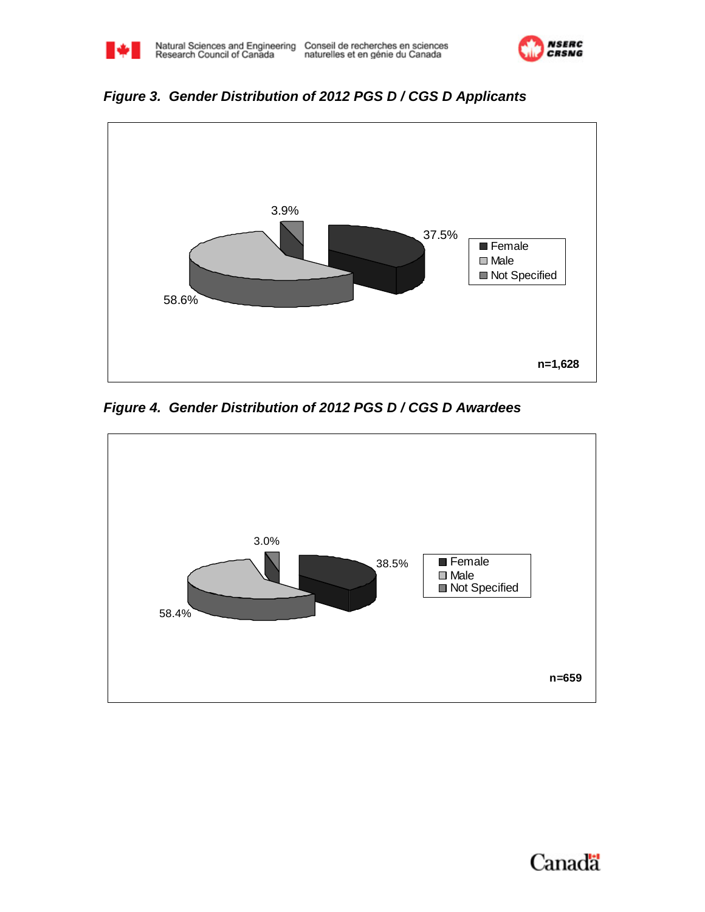*Figure 3. Gender Distribution of 2012 PGS D / CGS D Applicants*

| Gender | Percentage |
| --- | --- |
| Female | 37.5% |
| Male | 58.6% |
| Not Specified | 3.9% |

n=1,628

*Figure 4. Gender Distribution of 2012 PGS D / CGS D Awardees*

| Gender | Percentage |
| --- | --- |
| Female | 38.5% |
| Male | 58.4% |
| Not Specified | 3.0% |

n=659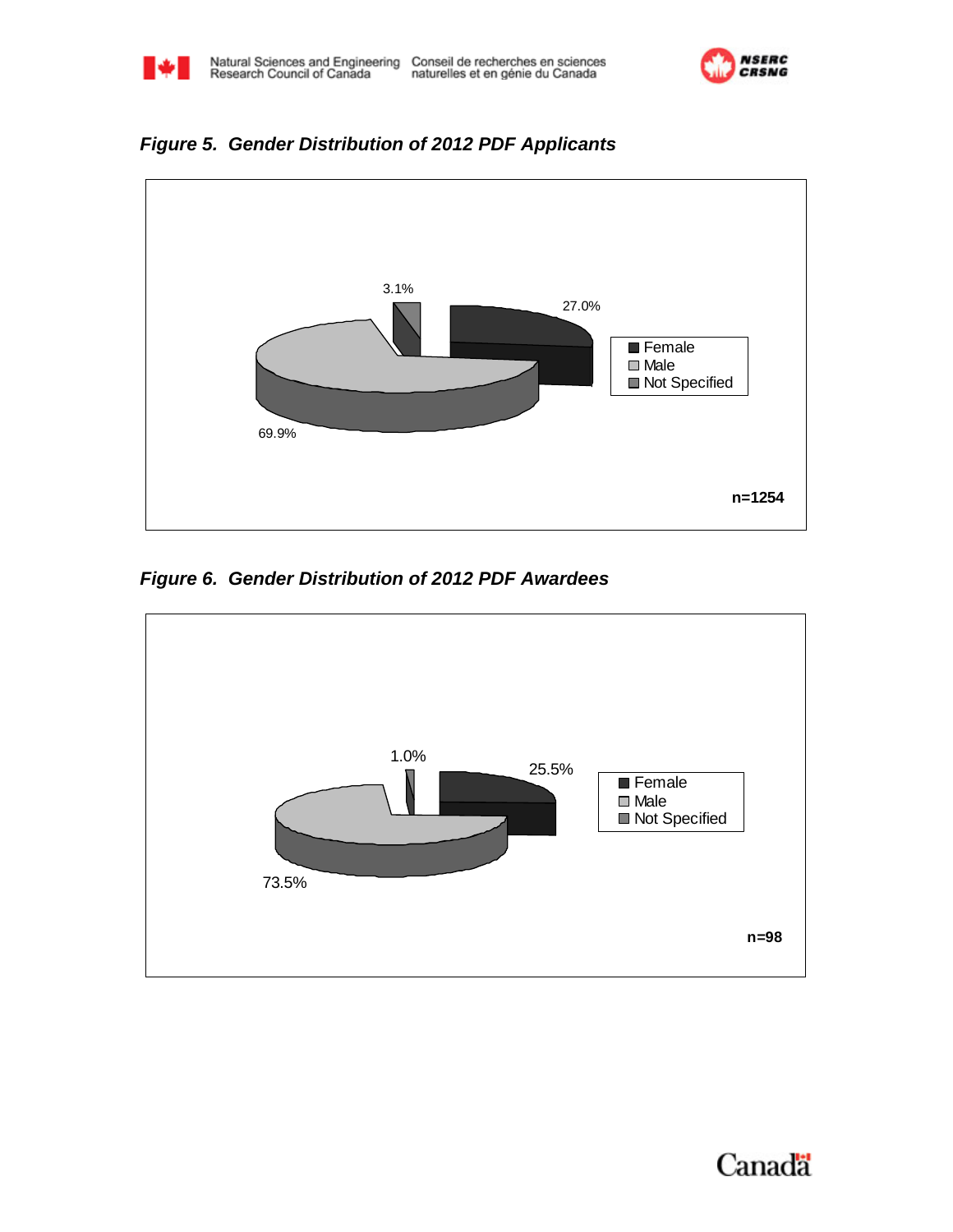*Figure 5.  Gender Distribution of 2012 PDF Applicants*

3.1%

27.0%

69.9%

Female
Male
Not Specified

n=1254

*Figure 6.  Gender Distribution of 2012 PDF Awardees*

1.0%

25.5%

73.5%

Female
Male
Not Specified

n=98